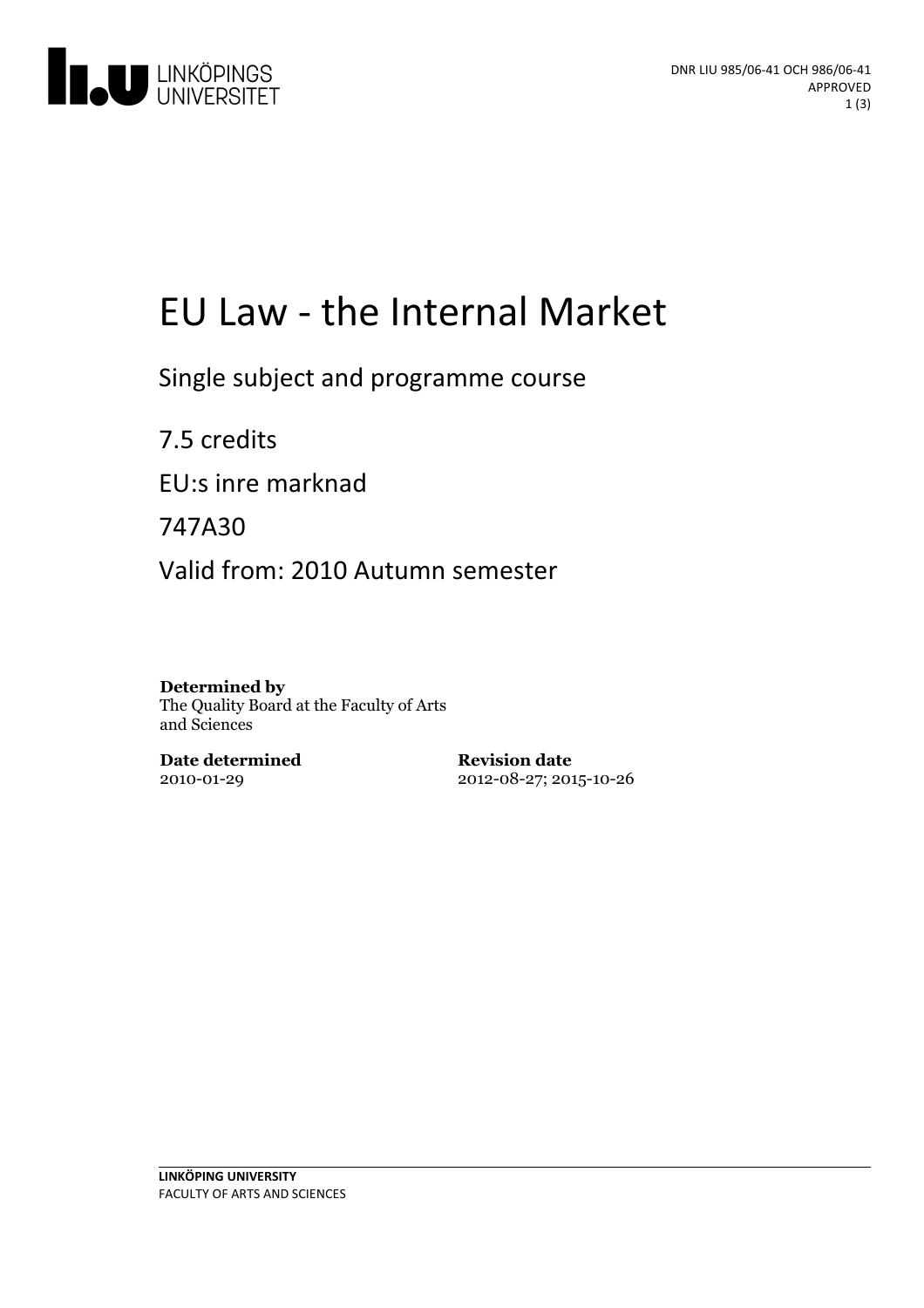DNR LIU 985/06-41 OCH 986/06-41
APPROVED

# EU Law - the Internal Market

Single subject and programme course

7.5 credits

EU:s inre marknad

747A30

Valid from: 2010 Autumn semester

**Determined by**
The Quality Board at the Faculty of Arts and Sciences

**Date determined**
2010-01-29

**Revision date**
2012-08-27; 2015-10-26

**LINKÖPING UNIVERSITY**
FACULTY OF ARTS AND SCIENCES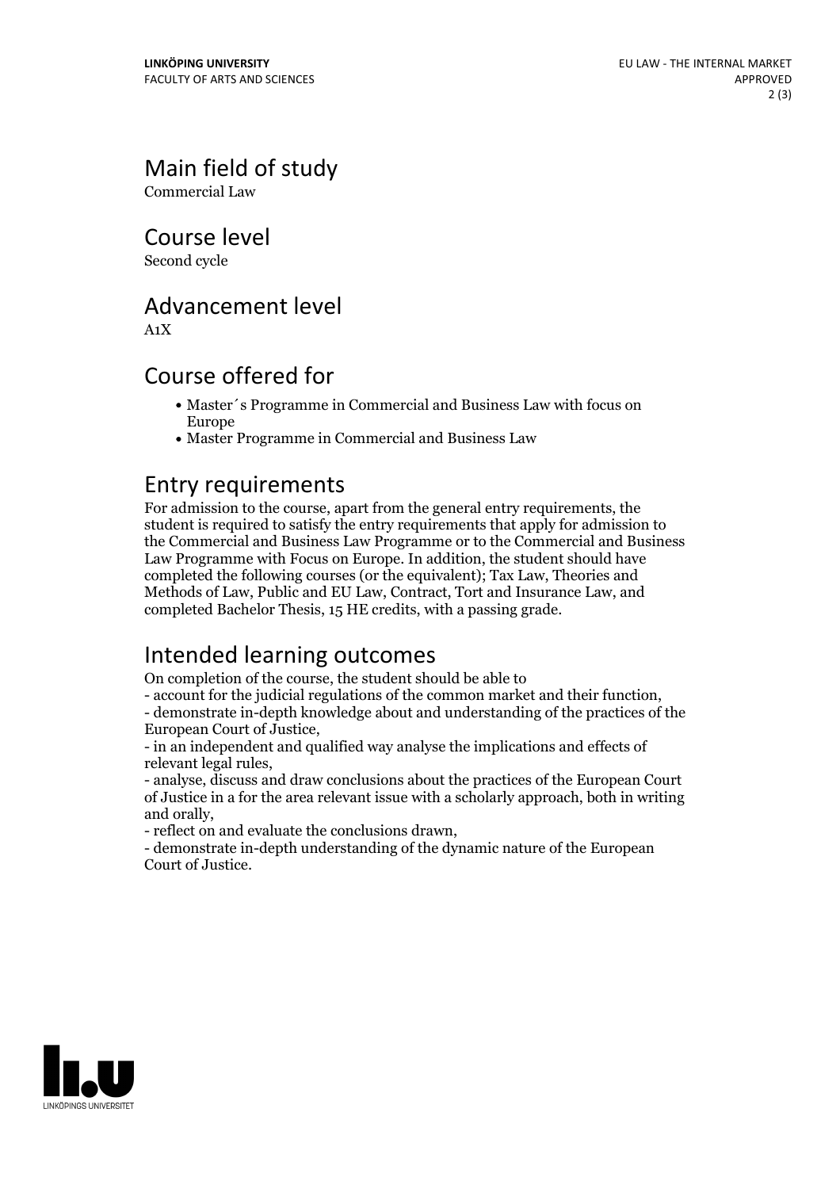## Main field of study

Commercial Law

## Course level

Second cycle

## Advancement level

A1X

## Course offered for

- Master´s Programme in Commercial and Business Law with focus on Europe
- Master Programme in Commercial and Business Law

## Entry requirements

For admission to the course, apart from the general entry requirements, the student is required to satisfy the entry requirements that apply for admission to the Commercial and Business Law Programme or to the Commercial and Business Law Programme with Focus on Europe. In addition, the student should have completed the following courses (or the equivalent); Tax Law, Theories and Methods of Law, Public and EU Law, Contract, Tort and Insurance Law, and completed Bachelor Thesis, 15 HE credits, with a passing grade.

## Intended learning outcomes

On completion of the course, the student should be able to

- account for the judicial regulations of the common market and their function,
- demonstrate in-depth knowledge about and understanding of the practices of the European Court of Justice,
- in an independent and qualified way analyse the implications and effects of relevant legal rules,
- analyse, discuss and draw conclusions about the practices of the European Court of Justice in a for the area relevant issue with a scholarly approach, both in writing and orally,
- reflect on and evaluate the conclusions drawn,
- demonstrate in-depth understanding of the dynamic nature of the European Court of Justice.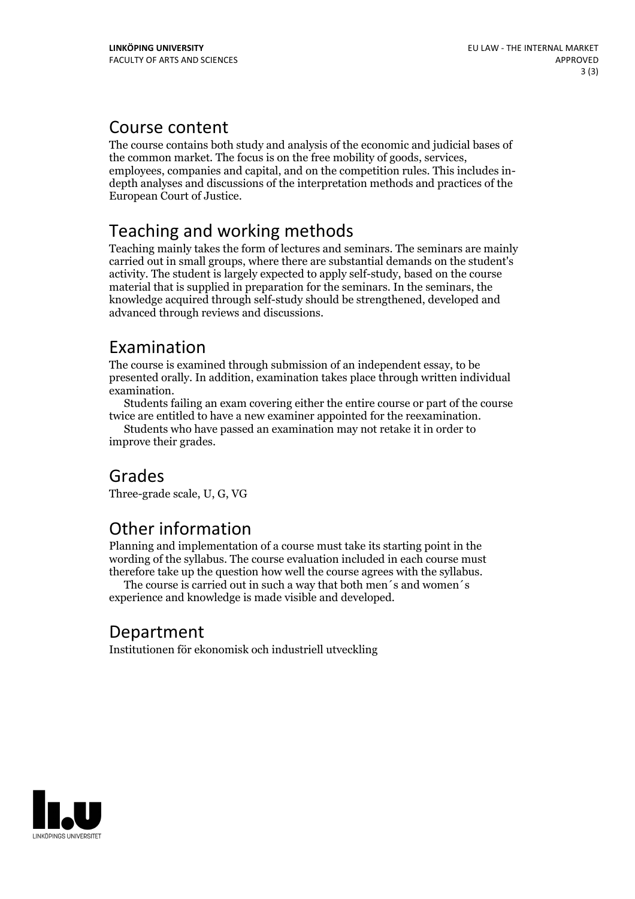## Course content

The course contains both study and analysis of the economic and judicial bases of the common market. The focus is on the free mobility of goods, services, employees, companies and capital, and on the competition rules. This includes in-depth analyses and discussions of the interpretation methods and practices of the European Court of Justice.

## Teaching and working methods

Teaching mainly takes the form of lectures and seminars. The seminars are mainly carried out in small groups, where there are substantial demands on the student's activity. The student is largely expected to apply self-study, based on the course material that is supplied in preparation for the seminars. In the seminars, the knowledge acquired through self-study should be strengthened, developed and advanced through reviews and discussions.

## Examination

The course is examined through submission of an independent essay, to be presented orally. In addition, examination takes place through written individual examination.

Students failing an exam covering either the entire course or part of the course twice are entitled to have a new examiner appointed for the reexamination.

Students who have passed an examination may not retake it in order to improve their grades.

## Grades

Three-grade scale, U, G, VG

## Other information

Planning and implementation of a course must take its starting point in the wording of the syllabus. The course evaluation included in each course must therefore take up the question how well the course agrees with the syllabus.

The course is carried out in such a way that both men´s and women´s experience and knowledge is made visible and developed.

## Department

Institutionen för ekonomisk och industriell utveckling